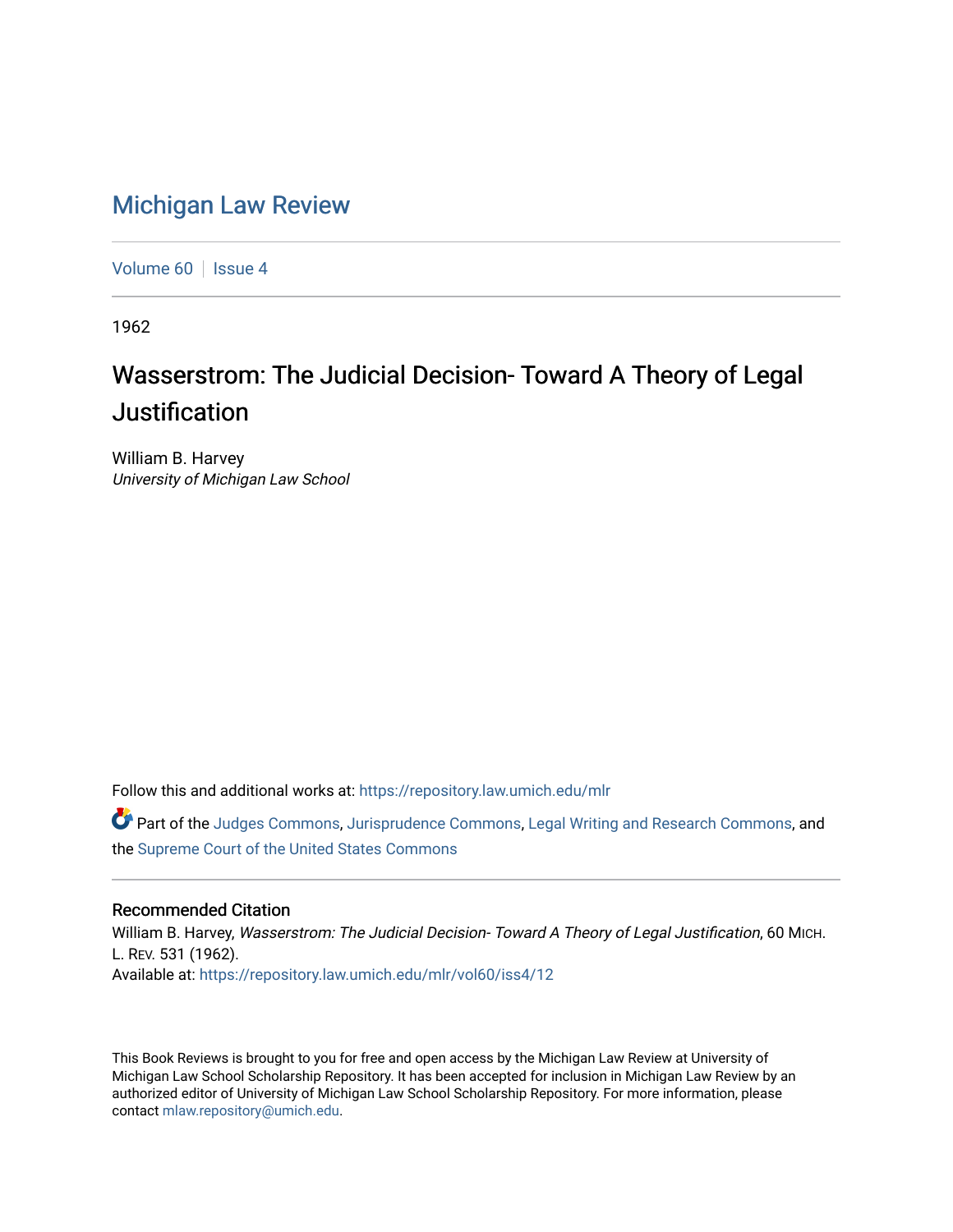# Michigan Law Review

Volume 60 | Issue 4

1962

## Wasserstrom: The Judicial Decision- Toward A Theory of Legal Justification

William B. Harvey
*University of Michigan Law School*

Follow this and additional works at: https://repository.law.umich.edu/mlr

Part of the Judges Commons, Jurisprudence Commons, Legal Writing and Research Commons, and the Supreme Court of the United States Commons

### Recommended Citation

William B. Harvey, *Wasserstrom: The Judicial Decision- Toward A Theory of Legal Justification*, 60 MICH. L. REV. 531 (1962).
Available at: https://repository.law.umich.edu/mlr/vol60/iss4/12

This Book Reviews is brought to you for free and open access by the Michigan Law Review at University of Michigan Law School Scholarship Repository. It has been accepted for inclusion in Michigan Law Review by an authorized editor of University of Michigan Law School Scholarship Repository. For more information, please contact mlaw.repository@umich.edu.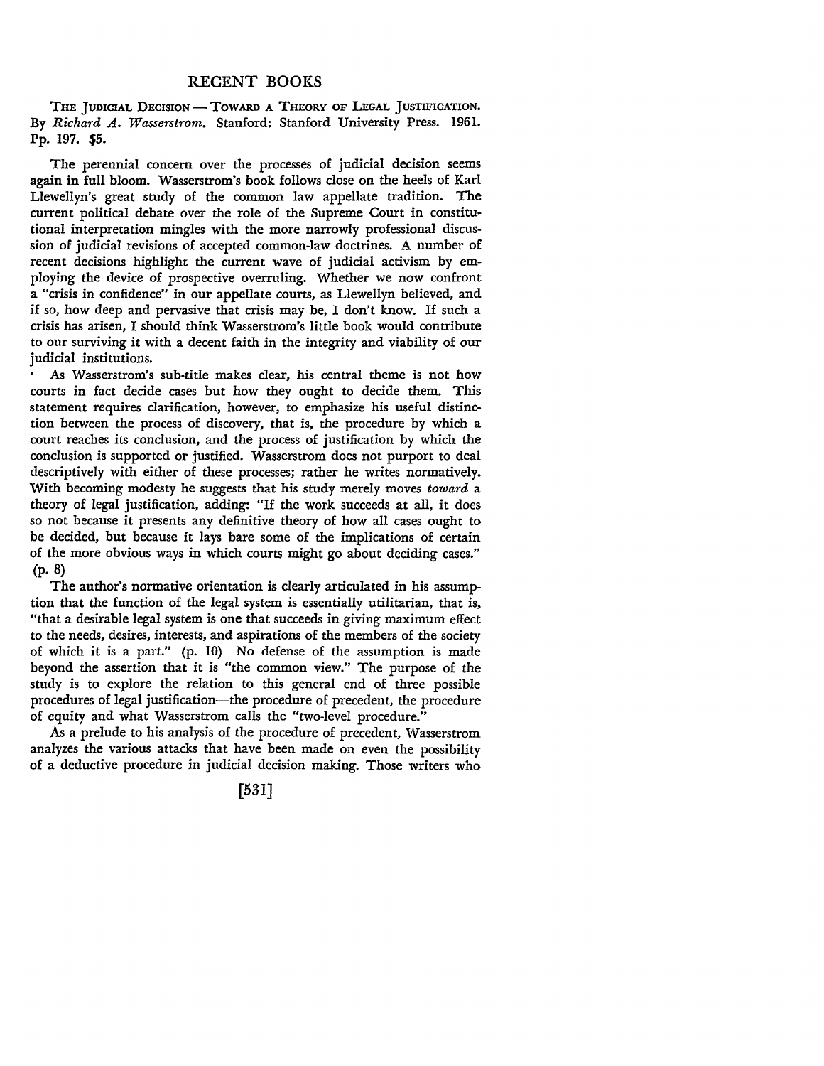# RECENT BOOKS

THE JUDICIAL DECISION — TOWARD A THEORY OF LEGAL JUSTIFICATION. By *Richard A. Wasserstrom.* Stanford: Stanford University Press. 1961. Pp. 197. $5.

The perennial concern over the processes of judicial decision seems again in full bloom. Wasserstrom's book follows close on the heels of Karl Llewellyn's great study of the common law appellate tradition. The current political debate over the role of the Supreme Court in constitutional interpretation mingles with the more narrowly professional discussion of judicial revisions of accepted common-law doctrines. A number of recent decisions highlight the current wave of judicial activism by employing the device of prospective overruling. Whether we now confront a "crisis in confidence" in our appellate courts, as Llewellyn believed, and if so, how deep and pervasive that crisis may be, I don't know. If such a crisis has arisen, I should think Wasserstrom's little book would contribute to our surviving it with a decent faith in the integrity and viability of our judicial institutions.

As Wasserstrom's sub-title makes clear, his central theme is not how courts in fact decide cases but how they ought to decide them. This statement requires clarification, however, to emphasize his useful distinction between the process of discovery, that is, the procedure by which a court reaches its conclusion, and the process of justification by which the conclusion is supported or justified. Wasserstrom does not purport to deal descriptively with either of these processes; rather he writes normatively. With becoming modesty he suggests that his study merely moves *toward* a theory of legal justification, adding: "If the work succeeds at all, it does so not because it presents any definitive theory of how all cases ought to be decided, but because it lays bare some of the implications of certain of the more obvious ways in which courts might go about deciding cases." (p. 8)

The author's normative orientation is clearly articulated in his assumption that the function of the legal system is essentially utilitarian, that is, "that a desirable legal system is one that succeeds in giving maximum effect to the needs, desires, interests, and aspirations of the members of the society of which it is a part." (p. 10) No defense of the assumption is made beyond the assertion that it is "the common view." The purpose of the study is to explore the relation to this general end of three possible procedures of legal justification—the procedure of precedent, the procedure of equity and what Wasserstrom calls the "two-level procedure."

As a prelude to his analysis of the procedure of precedent, Wasserstrom analyzes the various attacks that have been made on even the possibility of a deductive procedure in judicial decision making. Those writers who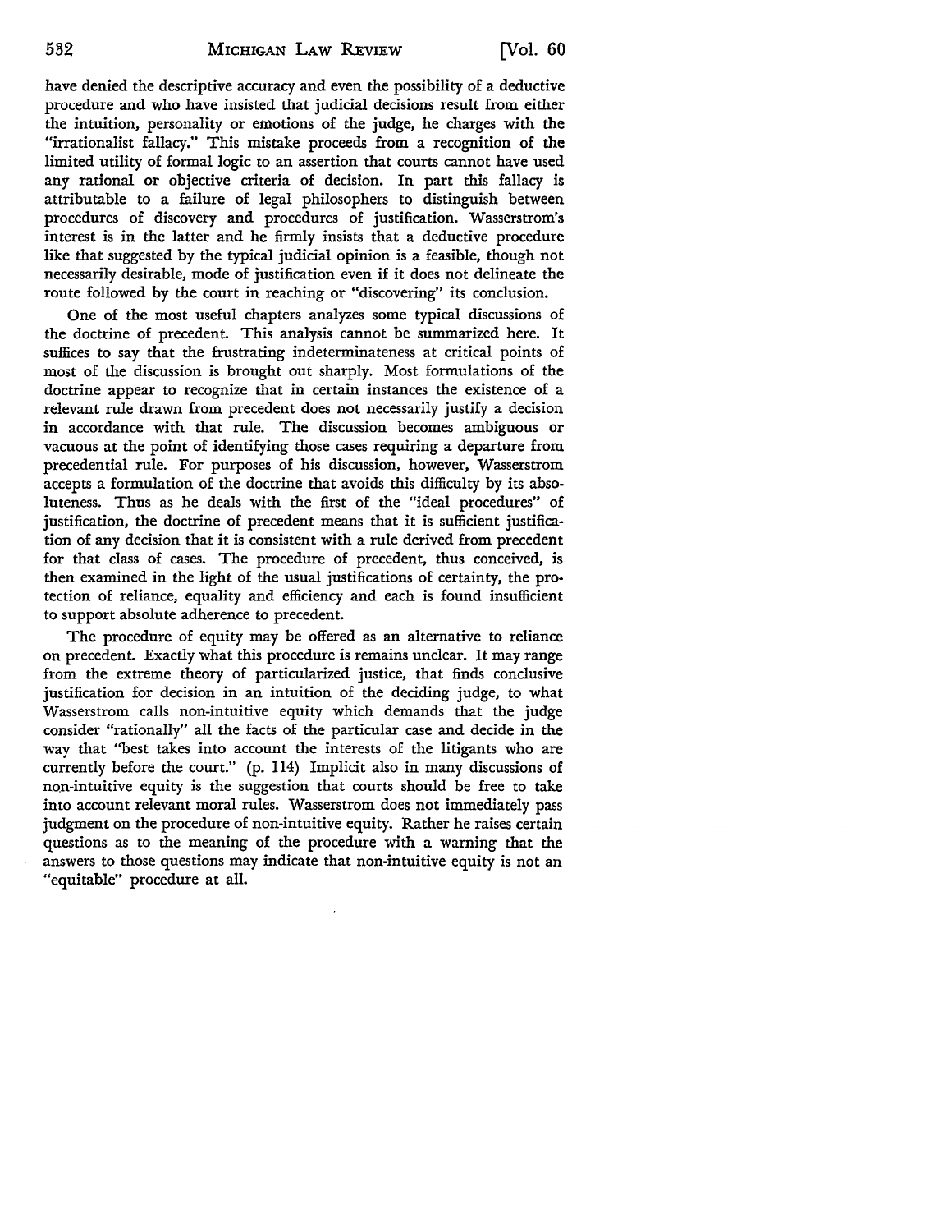have denied the descriptive accuracy and even the possibility of a deductive procedure and who have insisted that judicial decisions result from either the intuition, personality or emotions of the judge, he charges with the "irrationalist fallacy." This mistake proceeds from a recognition of the limited utility of formal logic to an assertion that courts cannot have used any rational or objective criteria of decision. In part this fallacy is attributable to a failure of legal philosophers to distinguish between procedures of discovery and procedures of justification. Wasserstrom's interest is in the latter and he firmly insists that a deductive procedure like that suggested by the typical judicial opinion is a feasible, though not necessarily desirable, mode of justification even if it does not delineate the route followed by the court in reaching or "discovering" its conclusion.

One of the most useful chapters analyzes some typical discussions of the doctrine of precedent. This analysis cannot be summarized here. It suffices to say that the frustrating indeterminateness at critical points of most of the discussion is brought out sharply. Most formulations of the doctrine appear to recognize that in certain instances the existence of a relevant rule drawn from precedent does not necessarily justify a decision in accordance with that rule. The discussion becomes ambiguous or vacuous at the point of identifying those cases requiring a departure from precedential rule. For purposes of his discussion, however, Wasserstrom accepts a formulation of the doctrine that avoids this difficulty by its absoluteness. Thus as he deals with the first of the "ideal procedures" of justification, the doctrine of precedent means that it is sufficient justification of any decision that it is consistent with a rule derived from precedent for that class of cases. The procedure of precedent, thus conceived, is then examined in the light of the usual justifications of certainty, the protection of reliance, equality and efficiency and each is found insufficient to support absolute adherence to precedent.

The procedure of equity may be offered as an alternative to reliance on precedent. Exactly what this procedure is remains unclear. It may range from the extreme theory of particularized justice, that finds conclusive justification for decision in an intuition of the deciding judge, to what Wasserstrom calls non-intuitive equity which demands that the judge consider "rationally" all the facts of the particular case and decide in the way that "best takes into account the interests of the litigants who are currently before the court." (p. 114) Implicit also in many discussions of non-intuitive equity is the suggestion that courts should be free to take into account relevant moral rules. Wasserstrom does not immediately pass judgment on the procedure of non-intuitive equity. Rather he raises certain questions as to the meaning of the procedure with a warning that the answers to those questions may indicate that non-intuitive equity is not an "equitable" procedure at all.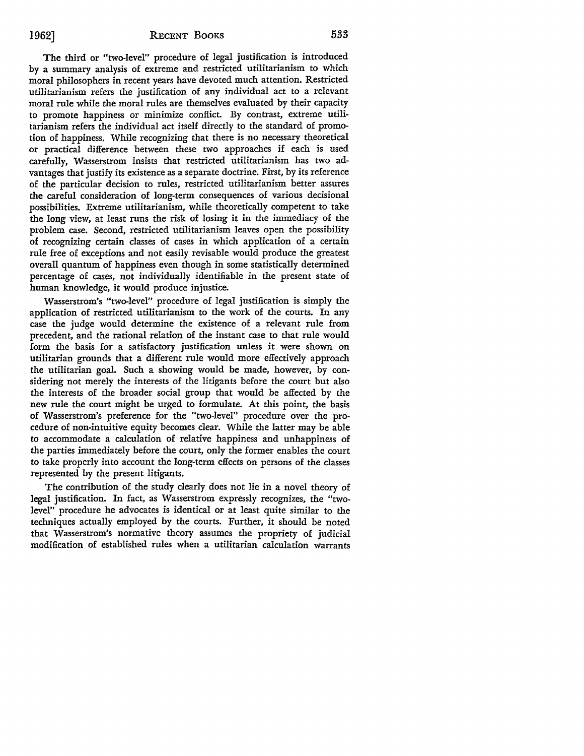The third or "two-level" procedure of legal justification is introduced by a summary analysis of extreme and restricted utilitarianism to which moral philosophers in recent years have devoted much attention. Restricted utilitarianism refers the justification of any individual act to a relevant moral rule while the moral rules are themselves evaluated by their capacity to promote happiness or minimize conflict. By contrast, extreme utilitarianism refers the individual act itself directly to the standard of promotion of happiness. While recognizing that there is no necessary theoretical or practical difference between these two approaches if each is used carefully, Wasserstrom insists that restricted utilitarianism has two advantages that justify its existence as a separate doctrine. First, by its reference of the particular decision to rules, restricted utilitarianism better assures the careful consideration of long-term consequences of various decisional possibilities. Extreme utilitarianism, while theoretically competent to take the long view, at least runs the risk of losing it in the immediacy of the problem case. Second, restricted utilitarianism leaves open the possibility of recognizing certain classes of cases in which application of a certain rule free of exceptions and not easily revisable would produce the greatest overall quantum of happiness even though in some statistically determined percentage of cases, not individually identifiable in the present state of human knowledge, it would produce injustice.

Wasserstrom's "two-level" procedure of legal justification is simply the application of restricted utilitarianism to the work of the courts. In any case the judge would determine the existence of a relevant rule from precedent, and the rational relation of the instant case to that rule would form the basis for a satisfactory justification unless it were shown on utilitarian grounds that a different rule would more effectively approach the utilitarian goal. Such a showing would be made, however, by considering not merely the interests of the litigants before the court but also the interests of the broader social group that would be affected by the new rule the court might be urged to formulate. At this point, the basis of Wasserstrom's preference for the "two-level" procedure over the procedure of non-intuitive equity becomes clear. While the latter may be able to accommodate a calculation of relative happiness and unhappiness of the parties immediately before the court, only the former enables the court to take properly into account the long-term effects on persons of the classes represented by the present litigants.

The contribution of the study clearly does not lie in a novel theory of legal justification. In fact, as Wasserstrom expressly recognizes, the "two-level" procedure he advocates is identical or at least quite similar to the techniques actually employed by the courts. Further, it should be noted that Wasserstrom's normative theory assumes the propriety of judicial modification of established rules when a utilitarian calculation warrants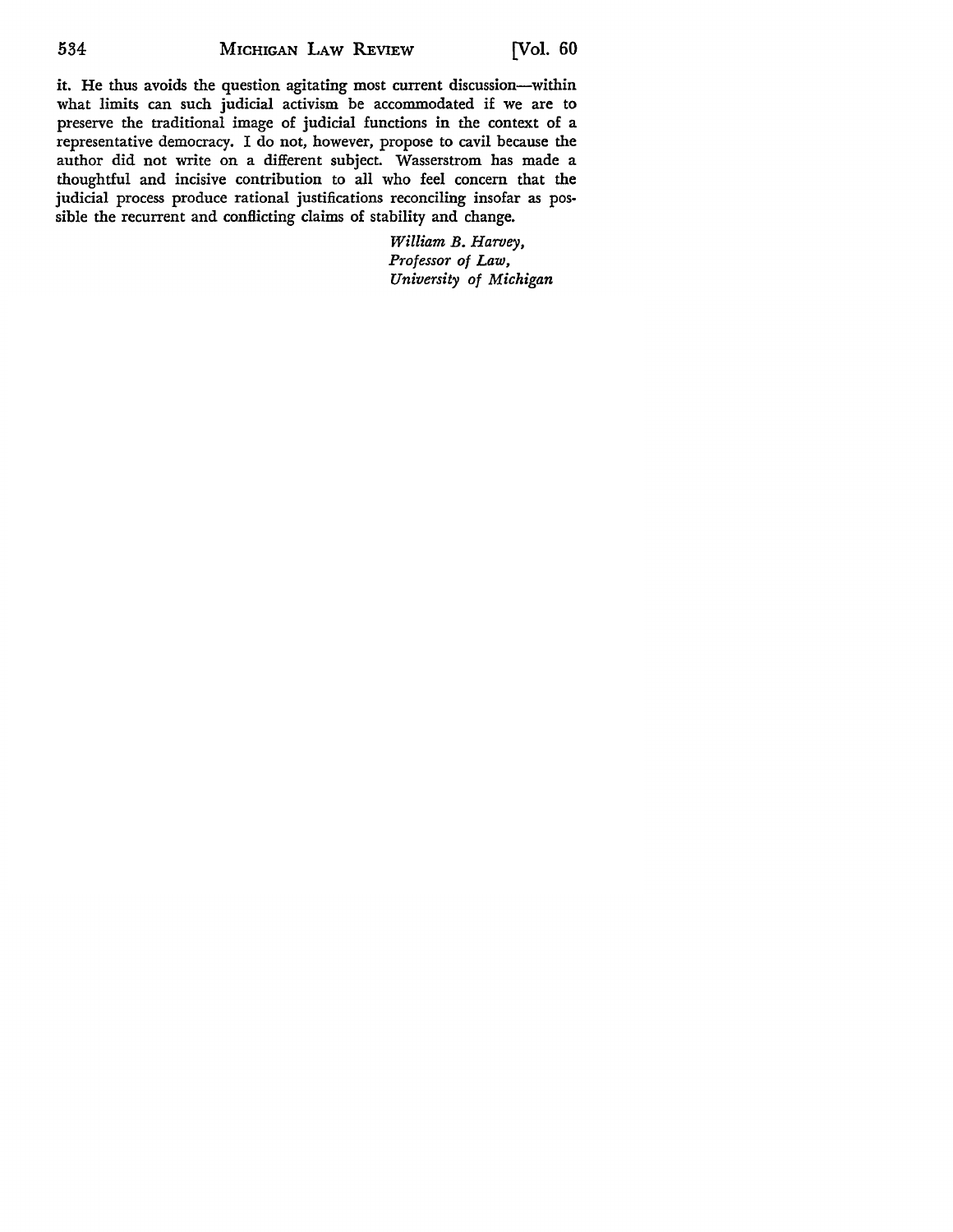it. He thus avoids the question agitating most current discussion—within what limits can such judicial activism be accommodated if we are to preserve the traditional image of judicial functions in the context of a representative democracy. I do not, however, propose to cavil because the author did not write on a different subject. Wasserstrom has made a thoughtful and incisive contribution to all who feel concern that the judicial process produce rational justifications reconciling insofar as possible the recurrent and conflicting claims of stability and change.

*William B. Harvey,*
*Professor of Law,*
*University of Michigan*